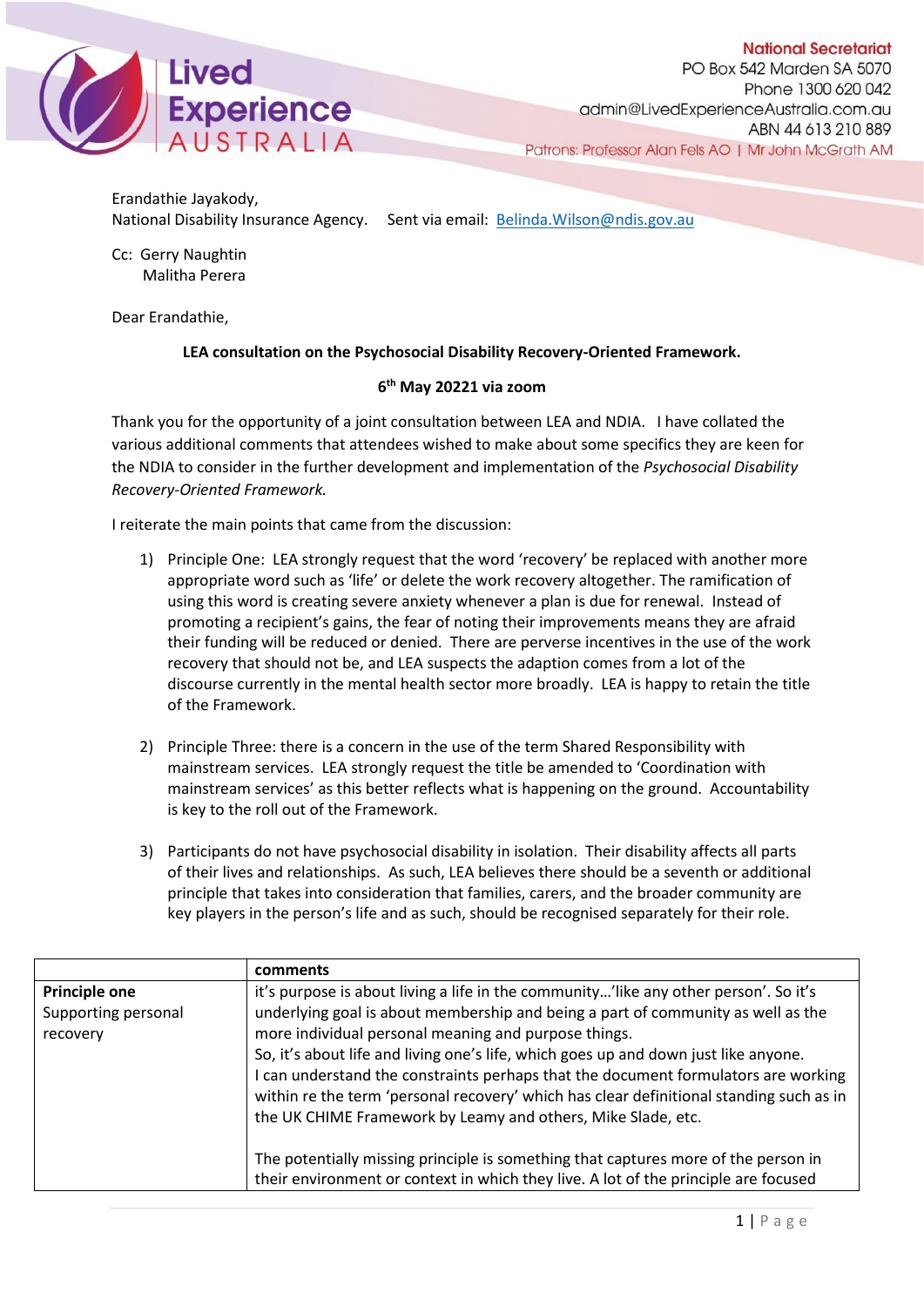**Lived Experience AUSTRALIA**

**National Secretariat**
PO Box 542 Marden SA 5070
Phone 1300 620 042
admin@LivedExperienceAustralia.com.au
ABN 44 613 210 889
Patrons: Professor Alan Fels AO | Mr John McGrath AM

Erandathie Jayakody,
National Disability Insurance Agency. Sent via email: [Belinda.Wilson@ndis.gov.au](mailto:Belinda.Wilson@ndis.gov.au)

Cc: Gerry Naughtin
Malitha Perera

Dear Erandathie,

**LEA consultation on the Psychosocial Disability Recovery-Oriented Framework.**

**6th May 20221 via zoom**

Thank you for the opportunity of a joint consultation between LEA and NDIA. I have collated the various additional comments that attendees wished to make about some specifics they are keen for the NDIA to consider in the further development and implementation of the *Psychosocial Disability Recovery-Oriented Framework.*

I reiterate the main points that came from the discussion:

1) Principle One: LEA strongly request that the word 'recovery' be replaced with another more appropriate word such as 'life' or delete the work recovery altogether. The ramification of using this word is creating severe anxiety whenever a plan is due for renewal. Instead of promoting a recipient's gains, the fear of noting their improvements means they are afraid their funding will be reduced or denied. There are perverse incentives in the use of the work recovery that should not be, and LEA suspects the adaption comes from a lot of the discourse currently in the mental health sector more broadly. LEA is happy to retain the title of the Framework.

2) Principle Three: there is a concern in the use of the term Shared Responsibility with mainstream services. LEA strongly request the title be amended to 'Coordination with mainstream services' as this better reflects what is happening on the ground. Accountability is key to the roll out of the Framework.

3) Participants do not have psychosocial disability in isolation. Their disability affects all parts of their lives and relationships. As such, LEA believes there should be a seventh or additional principle that takes into consideration that families, carers, and the broader community are key players in the person's life and as such, should be recognised separately for their role.

| | **comments** |
|---|---|
| **Principle one** Supporting personal recovery | it's purpose is about living a life in the community…'like any other person'. So it's underlying goal is about membership and being a part of community as well as the more individual personal meaning and purpose things. So, it's about life and living one's life, which goes up and down just like anyone. I can understand the constraints perhaps that the document formulators are working within re the term 'personal recovery' which has clear definitional standing such as in the UK CHIME Framework by Leamy and others, Mike Slade, etc. <br><br> The potentially missing principle is something that captures more of the person in their environment or context in which they live. A lot of the principle are focused |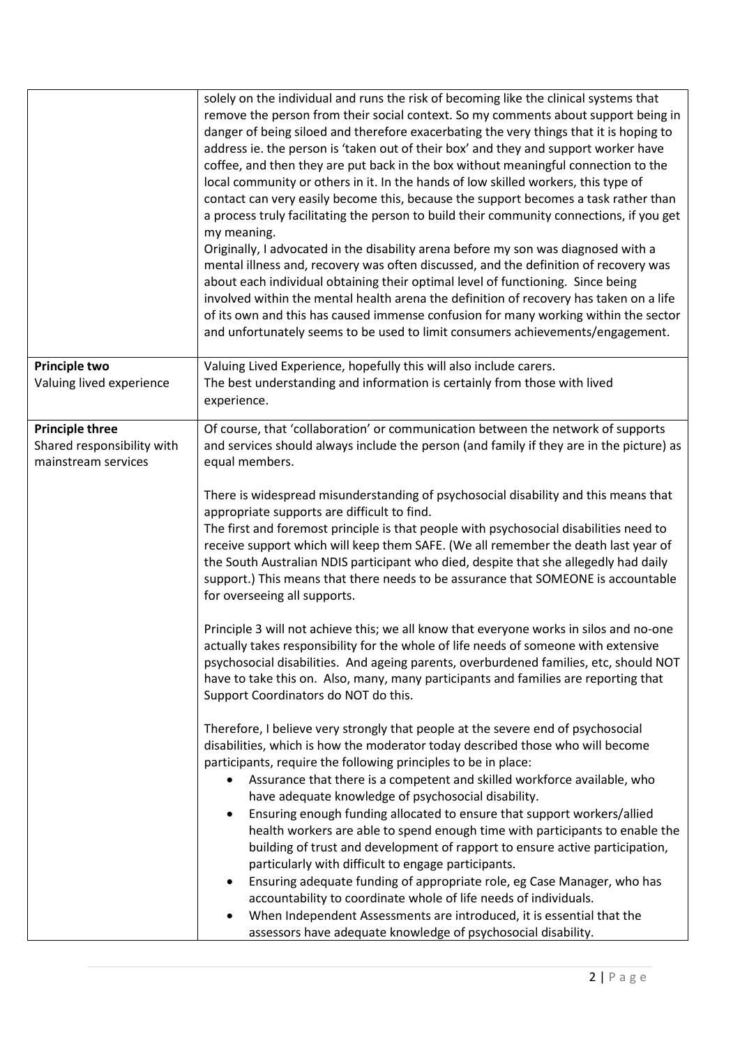| | |
|---|---|
| | solely on the individual and runs the risk of becoming like the clinical systems that remove the person from their social context. So my comments about support being in danger of being siloed and therefore exacerbating the very things that it is hoping to address ie. the person is 'taken out of their box' and they and support worker have coffee, and then they are put back in the box without meaningful connection to the local community or others in it. In the hands of low skilled workers, this type of contact can very easily become this, because the support becomes a task rather than a process truly facilitating the person to build their community connections, if you get my meaning.<br>Originally, I advocated in the disability arena before my son was diagnosed with a mental illness and, recovery was often discussed, and the definition of recovery was about each individual obtaining their optimal level of functioning. Since being involved within the mental health arena the definition of recovery has taken on a life of its own and this has caused immense confusion for many working within the sector and unfortunately seems to be used to limit consumers achievements/engagement. |
| **Principle two**<br>Valuing lived experience | Valuing Lived Experience, hopefully this will also include carers.<br>The best understanding and information is certainly from those with lived experience. |
| **Principle three**<br>Shared responsibility with mainstream services | Of course, that 'collaboration' or communication between the network of supports and services should always include the person (and family if they are in the picture) as equal members.<br><br>There is widespread misunderstanding of psychosocial disability and this means that appropriate supports are difficult to find.<br>The first and foremost principle is that people with psychosocial disabilities need to receive support which will keep them SAFE. (We all remember the death last year of the South Australian NDIS participant who died, despite that she allegedly had daily support.) This means that there needs to be assurance that SOMEONE is accountable for overseeing all supports.<br><br>Principle 3 will not achieve this; we all know that everyone works in silos and no-one actually takes responsibility for the whole of life needs of someone with extensive psychosocial disabilities. And ageing parents, overburdened families, etc, should NOT have to take this on. Also, many, many participants and families are reporting that Support Coordinators do NOT do this.<br><br>Therefore, I believe very strongly that people at the severe end of psychosocial disabilities, which is how the moderator today described those who will become participants, require the following principles to be in place:<br>• Assurance that there is a competent and skilled workforce available, who have adequate knowledge of psychosocial disability.<br>• Ensuring enough funding allocated to ensure that support workers/allied health workers are able to spend enough time with participants to enable the building of trust and development of rapport to ensure active participation, particularly with difficult to engage participants.<br>• Ensuring adequate funding of appropriate role, eg Case Manager, who has accountability to coordinate whole of life needs of individuals.<br>• When Independent Assessments are introduced, it is essential that the assessors have adequate knowledge of psychosocial disability. |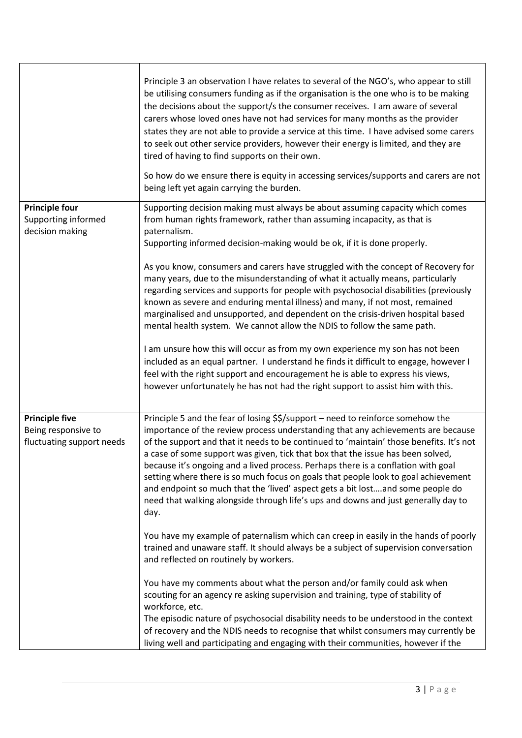| | |
|---|---|
| | Principle 3 an observation I have relates to several of the NGO's, who appear to still be utilising consumers funding as if the organisation is the one who is to be making the decisions about the support/s the consumer receives. I am aware of several carers whose loved ones have not had services for many months as the provider states they are not able to provide a service at this time. I have advised some carers to seek out other service providers, however their energy is limited, and they are tired of having to find supports on their own.<br><br>So how do we ensure there is equity in accessing services/supports and carers are not being left yet again carrying the burden. |
| **Principle four**<br>Supporting informed decision making | Supporting decision making must always be about assuming capacity which comes from human rights framework, rather than assuming incapacity, as that is paternalism.<br>Supporting informed decision-making would be ok, if it is done properly.<br><br>As you know, consumers and carers have struggled with the concept of Recovery for many years, due to the misunderstanding of what it actually means, particularly regarding services and supports for people with psychosocial disabilities (previously known as severe and enduring mental illness) and many, if not most, remained marginalised and unsupported, and dependent on the crisis-driven hospital based mental health system. We cannot allow the NDIS to follow the same path.<br><br>I am unsure how this will occur as from my own experience my son has not been included as an equal partner. I understand he finds it difficult to engage, however I feel with the right support and encouragement he is able to express his views, however unfortunately he has not had the right support to assist him with this. |
| **Principle five**<br>Being responsive to fluctuating support needs | Principle 5 and the fear of losing $$/support – need to reinforce somehow the importance of the review process understanding that any achievements are because of the support and that it needs to be continued to 'maintain' those benefits. It's not a case of some support was given, tick that box that the issue has been solved, because it's ongoing and a lived process. Perhaps there is a conflation with goal setting where there is so much focus on goals that people look to goal achievement and endpoint so much that the 'lived' aspect gets a bit lost….and some people do need that walking alongside through life's ups and downs and just generally day to day.<br><br>You have my example of paternalism which can creep in easily in the hands of poorly trained and unaware staff. It should always be a subject of supervision conversation and reflected on routinely by workers.<br><br>You have my comments about what the person and/or family could ask when scouting for an agency re asking supervision and training, type of stability of workforce, etc.<br>The episodic nature of psychosocial disability needs to be understood in the context of recovery and the NDIS needs to recognise that whilst consumers may currently be living well and participating and engaging with their communities, however if the |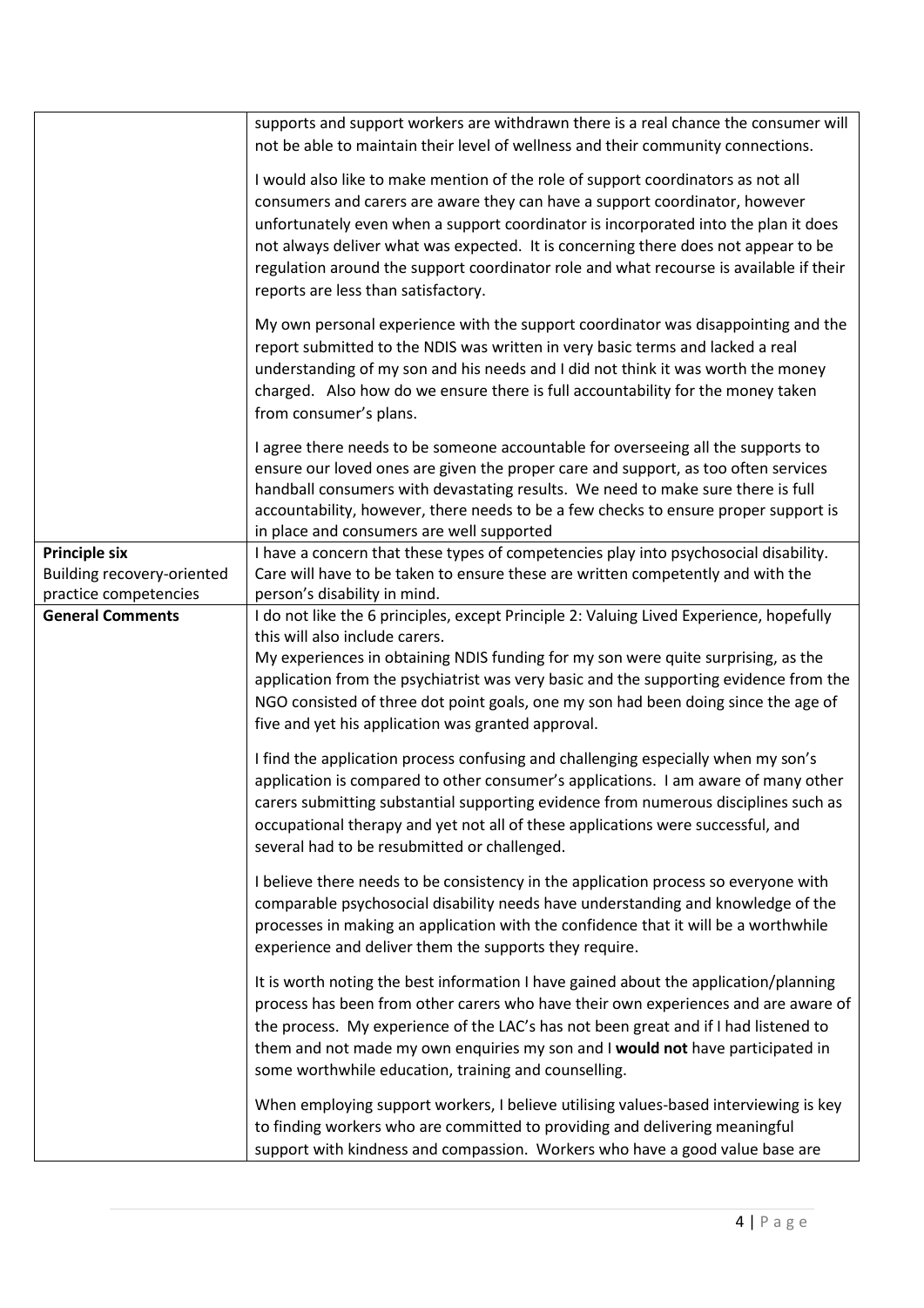| | |
|---|---|
| | supports and support workers are withdrawn there is a real chance the consumer will not be able to maintain their level of wellness and their community connections.<br><br>I would also like to make mention of the role of support coordinators as not all consumers and carers are aware they can have a support coordinator, however unfortunately even when a support coordinator is incorporated into the plan it does not always deliver what was expected. It is concerning there does not appear to be regulation around the support coordinator role and what recourse is available if their reports are less than satisfactory.<br><br>My own personal experience with the support coordinator was disappointing and the report submitted to the NDIS was written in very basic terms and lacked a real understanding of my son and his needs and I did not think it was worth the money charged. Also how do we ensure there is full accountability for the money taken from consumer's plans.<br><br>I agree there needs to be someone accountable for overseeing all the supports to ensure our loved ones are given the proper care and support, as too often services handball consumers with devastating results. We need to make sure there is full accountability, however, there needs to be a few checks to ensure proper support is in place and consumers are well supported |
| **Principle six**<br>Building recovery-oriented practice competencies | I have a concern that these types of competencies play into psychosocial disability. Care will have to be taken to ensure these are written competently and with the person's disability in mind. |
| **General Comments** | I do not like the 6 principles, except Principle 2: Valuing Lived Experience, hopefully this will also include carers.<br>My experiences in obtaining NDIS funding for my son were quite surprising, as the application from the psychiatrist was very basic and the supporting evidence from the NGO consisted of three dot point goals, one my son had been doing since the age of five and yet his application was granted approval.<br><br>I find the application process confusing and challenging especially when my son's application is compared to other consumer's applications. I am aware of many other carers submitting substantial supporting evidence from numerous disciplines such as occupational therapy and yet not all of these applications were successful, and several had to be resubmitted or challenged.<br><br>I believe there needs to be consistency in the application process so everyone with comparable psychosocial disability needs have understanding and knowledge of the processes in making an application with the confidence that it will be a worthwhile experience and deliver them the supports they require.<br><br>It is worth noting the best information I have gained about the application/planning process has been from other carers who have their own experiences and are aware of the process. My experience of the LAC's has not been great and if I had listened to them and not made my own enquiries my son and I **would not** have participated in some worthwhile education, training and counselling.<br><br>When employing support workers, I believe utilising values-based interviewing is key to finding workers who are committed to providing and delivering meaningful support with kindness and compassion. Workers who have a good value base are |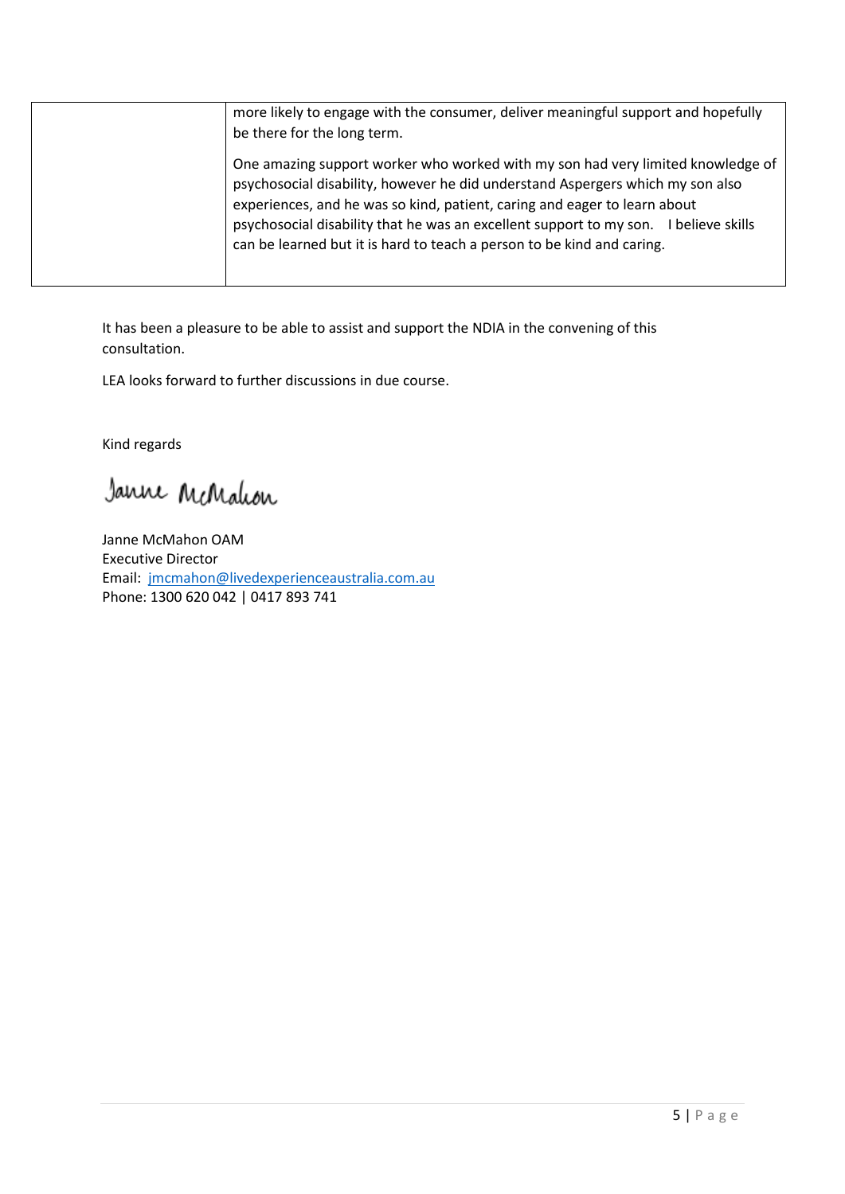| | |
|---|---|
| | more likely to engage with the consumer, deliver meaningful support and hopefully be there for the long term.<br><br>One amazing support worker who worked with my son had very limited knowledge of psychosocial disability, however he did understand Aspergers which my son also experiences, and he was so kind, patient, caring and eager to learn about psychosocial disability that he was an excellent support to my son. I believe skills can be learned but it is hard to teach a person to be kind and caring. |

It has been a pleasure to be able to assist and support the NDIA in the convening of this consultation.

LEA looks forward to further discussions in due course.

Kind regards

Janne McMahon

Janne McMahon OAM
Executive Director
Email: jmcmahon@livedexperienceaustralia.com.au
Phone: 1300 620 042 | 0417 893 741